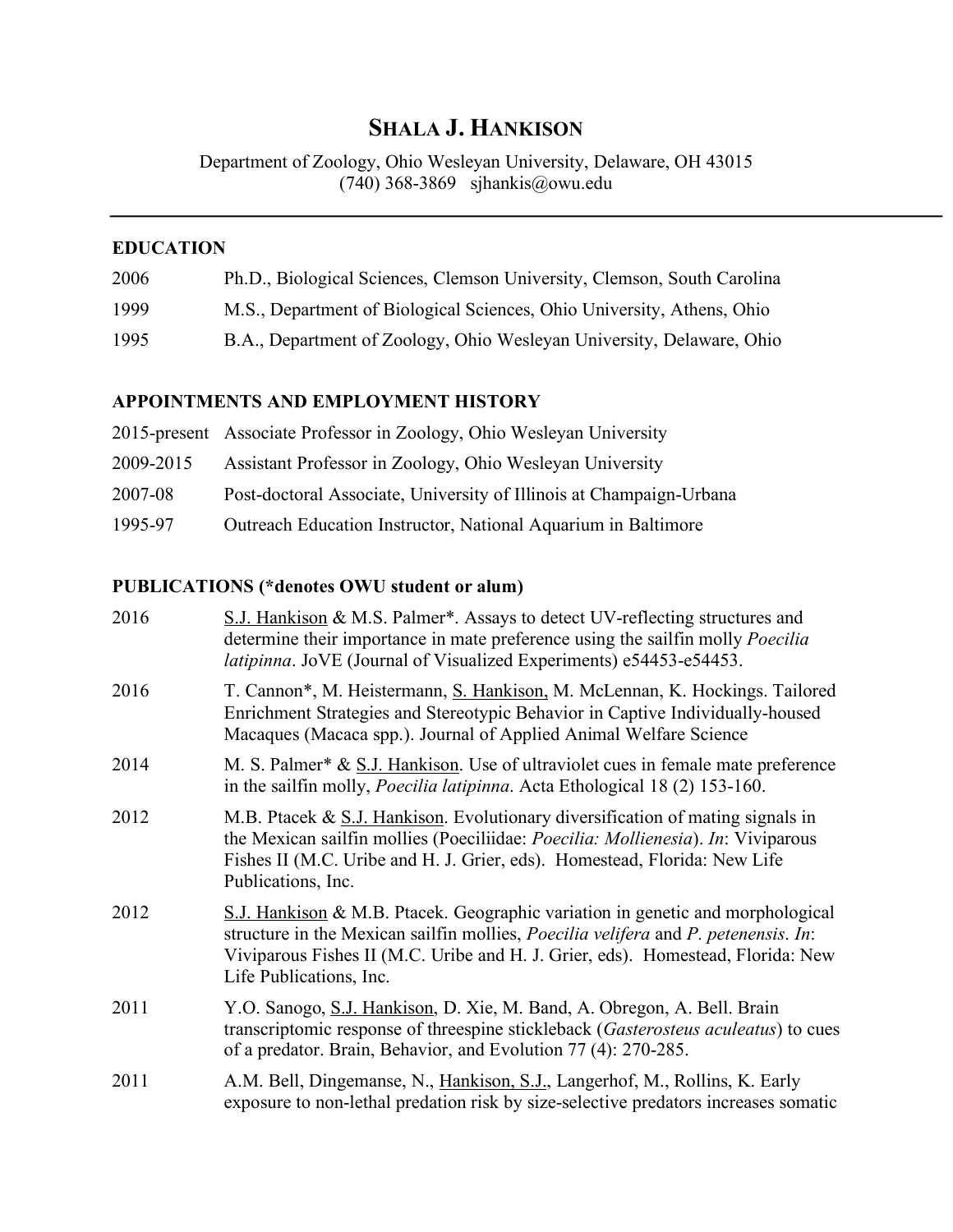# Shala J. Hankison

Department of Zoology, Ohio Wesleyan University, Delaware, OH 43015
(740) 368-3869 sjhankis@owu.edu

---

## EDUCATION

| | |
|---|---|
| 2006 | Ph.D., Biological Sciences, Clemson University, Clemson, South Carolina |
| 1999 | M.S., Department of Biological Sciences, Ohio University, Athens, Ohio |
| 1995 | B.A., Department of Zoology, Ohio Wesleyan University, Delaware, Ohio |

## APPOINTMENTS AND EMPLOYMENT HISTORY

| | |
|---|---|
| 2015-present | Associate Professor in Zoology, Ohio Wesleyan University |
| 2009-2015 | Assistant Professor in Zoology, Ohio Wesleyan University |
| 2007-08 | Post-doctoral Associate, University of Illinois at Champaign-Urbana |
| 1995-97 | Outreach Education Instructor, National Aquarium in Baltimore |

## PUBLICATIONS (*denotes OWU student or alum)

2016 S.J. Hankison & M.S. Palmer*. Assays to detect UV-reflecting structures and determine their importance in mate preference using the sailfin molly *Poecilia latipinna*. JoVE (Journal of Visualized Experiments) e54453-e54453.

2016 T. Cannon*, M. Heistermann, S. Hankison, M. McLennan, K. Hockings. Tailored Enrichment Strategies and Stereotypic Behavior in Captive Individually-housed Macaques (Macaca spp.). Journal of Applied Animal Welfare Science

2014 M. S. Palmer* & S.J. Hankison. Use of ultraviolet cues in female mate preference in the sailfin molly, *Poecilia latipinna*. Acta Ethological 18 (2) 153-160.

2012 M.B. Ptacek & S.J. Hankison. Evolutionary diversification of mating signals in the Mexican sailfin mollies (Poeciliidae: *Poecilia: Mollienesia*). *In*: Viviparous Fishes II (M.C. Uribe and H. J. Grier, eds). Homestead, Florida: New Life Publications, Inc.

2012 S.J. Hankison & M.B. Ptacek. Geographic variation in genetic and morphological structure in the Mexican sailfin mollies, *Poecilia velifera* and *P. petenensis*. *In*: Viviparous Fishes II (M.C. Uribe and H. J. Grier, eds). Homestead, Florida: New Life Publications, Inc.

2011 Y.O. Sanogo, S.J. Hankison, D. Xie, M. Band, A. Obregon, A. Bell. Brain transcriptomic response of threespine stickleback (*Gasterosteus aculeatus*) to cues of a predator. Brain, Behavior, and Evolution 77 (4): 270-285.

2011 A.M. Bell, Dingemanse, N., Hankison, S.J., Langerhof, M., Rollins, K. Early exposure to non-lethal predation risk by size-selective predators increases somatic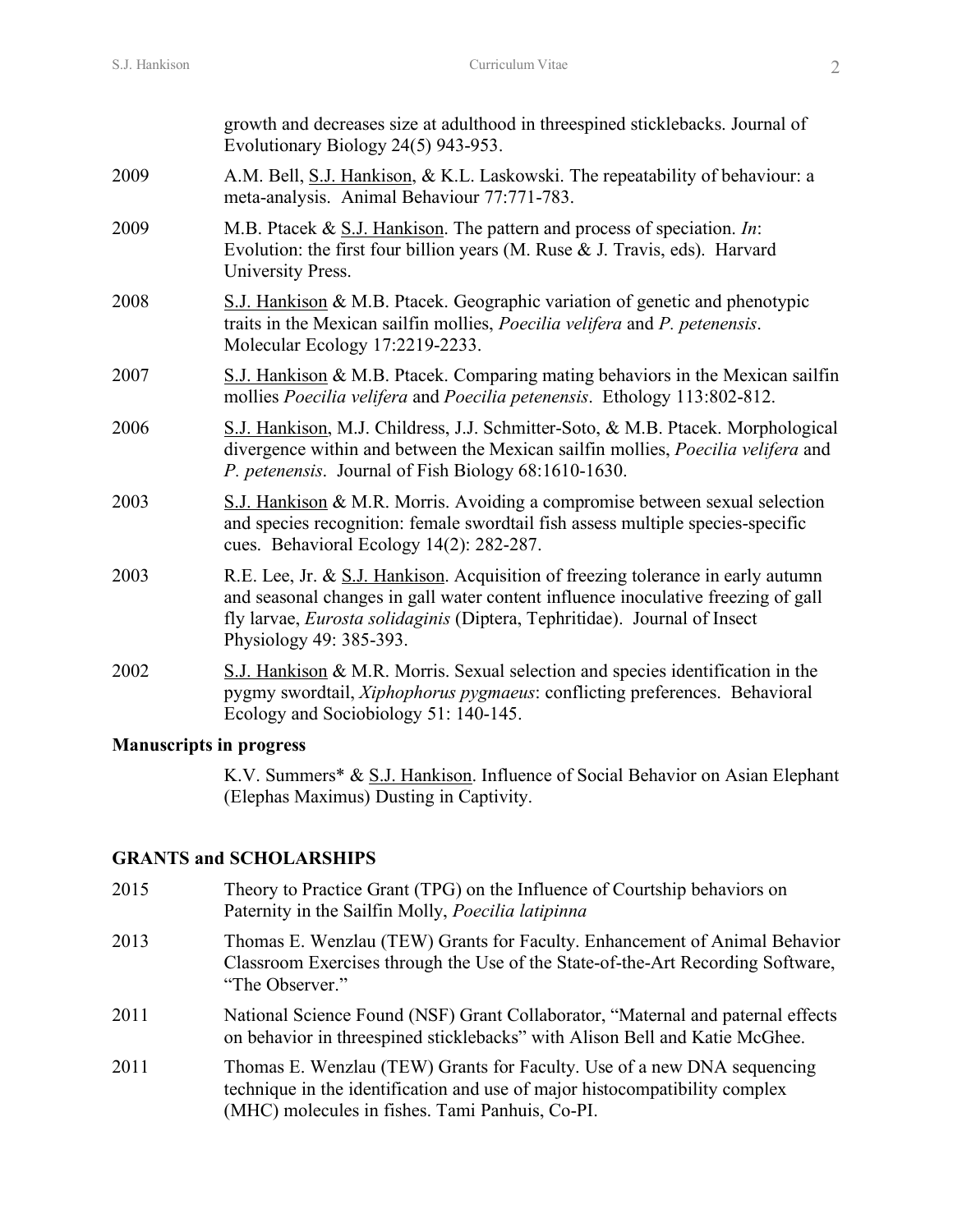growth and decreases size at adulthood in threespined sticklebacks. Journal of Evolutionary Biology 24(5) 943-953.

2009 A.M. Bell, S.J. Hankison, & K.L. Laskowski. The repeatability of behaviour: a meta-analysis. Animal Behaviour 77:771-783.

2009 M.B. Ptacek & S.J. Hankison. The pattern and process of speciation. *In*: Evolution: the first four billion years (M. Ruse & J. Travis, eds). Harvard University Press.

2008 S.J. Hankison & M.B. Ptacek. Geographic variation of genetic and phenotypic traits in the Mexican sailfin mollies, *Poecilia velifera* and *P. petenensis*. Molecular Ecology 17:2219-2233.

2007 S.J. Hankison & M.B. Ptacek. Comparing mating behaviors in the Mexican sailfin mollies *Poecilia velifera* and *Poecilia petenensis*. Ethology 113:802-812.

2006 S.J. Hankison, M.J. Childress, J.J. Schmitter-Soto, & M.B. Ptacek. Morphological divergence within and between the Mexican sailfin mollies, *Poecilia velifera* and *P. petenensis*. Journal of Fish Biology 68:1610-1630.

2003 S.J. Hankison & M.R. Morris. Avoiding a compromise between sexual selection and species recognition: female swordtail fish assess multiple species-specific cues. Behavioral Ecology 14(2): 282-287.

2003 R.E. Lee, Jr. & S.J. Hankison. Acquisition of freezing tolerance in early autumn and seasonal changes in gall water content influence inoculative freezing of gall fly larvae, *Eurosta solidaginis* (Diptera, Tephritidae). Journal of Insect Physiology 49: 385-393.

2002 S.J. Hankison & M.R. Morris. Sexual selection and species identification in the pygmy swordtail, *Xiphophorus pygmaeus*: conflicting preferences. Behavioral Ecology and Sociobiology 51: 140-145.

**Manuscripts in progress**

K.V. Summers* & S.J. Hankison. Influence of Social Behavior on Asian Elephant (Elephas Maximus) Dusting in Captivity.

## GRANTS and SCHOLARSHIPS

2015 Theory to Practice Grant (TPG) on the Influence of Courtship behaviors on Paternity in the Sailfin Molly, *Poecilia latipinna*

2013 Thomas E. Wenzlau (TEW) Grants for Faculty. Enhancement of Animal Behavior Classroom Exercises through the Use of the State-of-the-Art Recording Software, "The Observer."

2011 National Science Found (NSF) Grant Collaborator, "Maternal and paternal effects on behavior in threespined sticklebacks" with Alison Bell and Katie McGhee.

2011 Thomas E. Wenzlau (TEW) Grants for Faculty. Use of a new DNA sequencing technique in the identification and use of major histocompatibility complex (MHC) molecules in fishes. Tami Panhuis, Co-PI.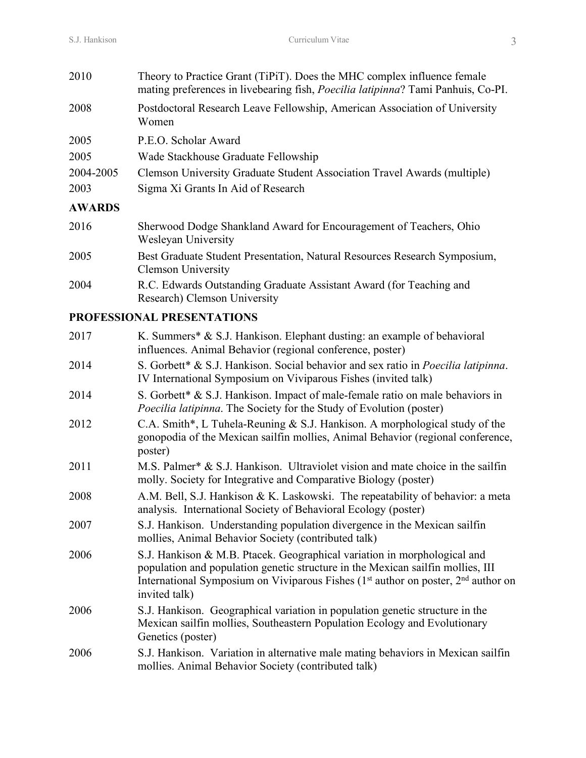2010 Theory to Practice Grant (TiPiT). Does the MHC complex influence female mating preferences in livebearing fish, *Poecilia latipinna*? Tami Panhuis, Co-PI.

2008 Postdoctoral Research Leave Fellowship, American Association of University Women

2005 P.E.O. Scholar Award

2005 Wade Stackhouse Graduate Fellowship

2004-2005 Clemson University Graduate Student Association Travel Awards (multiple)

2003 Sigma Xi Grants In Aid of Research

## AWARDS

2016 Sherwood Dodge Shankland Award for Encouragement of Teachers, Ohio Wesleyan University

2005 Best Graduate Student Presentation, Natural Resources Research Symposium, Clemson University

2004 R.C. Edwards Outstanding Graduate Assistant Award (for Teaching and Research) Clemson University

## PROFESSIONAL PRESENTATIONS

2017 K. Summers* & S.J. Hankison. Elephant dusting: an example of behavioral influences. Animal Behavior (regional conference, poster)

2014 S. Gorbett* & S.J. Hankison. Social behavior and sex ratio in *Poecilia latipinna*. IV International Symposium on Viviparous Fishes (invited talk)

2014 S. Gorbett* & S.J. Hankison. Impact of male-female ratio on male behaviors in *Poecilia latipinna*. The Society for the Study of Evolution (poster)

2012 C.A. Smith*, L Tuhela-Reuning & S.J. Hankison. A morphological study of the gonopodia of the Mexican sailfin mollies, Animal Behavior (regional conference, poster)

2011 M.S. Palmer* & S.J. Hankison. Ultraviolet vision and mate choice in the sailfin molly. Society for Integrative and Comparative Biology (poster)

2008 A.M. Bell, S.J. Hankison & K. Laskowski. The repeatability of behavior: a meta analysis. International Society of Behavioral Ecology (poster)

2007 S.J. Hankison. Understanding population divergence in the Mexican sailfin mollies, Animal Behavior Society (contributed talk)

2006 S.J. Hankison & M.B. Ptacek. Geographical variation in morphological and population and population genetic structure in the Mexican sailfin mollies, III International Symposium on Viviparous Fishes (1st author on poster, 2nd author on invited talk)

2006 S.J. Hankison. Geographical variation in population genetic structure in the Mexican sailfin mollies, Southeastern Population Ecology and Evolutionary Genetics (poster)

2006 S.J. Hankison. Variation in alternative male mating behaviors in Mexican sailfin mollies. Animal Behavior Society (contributed talk)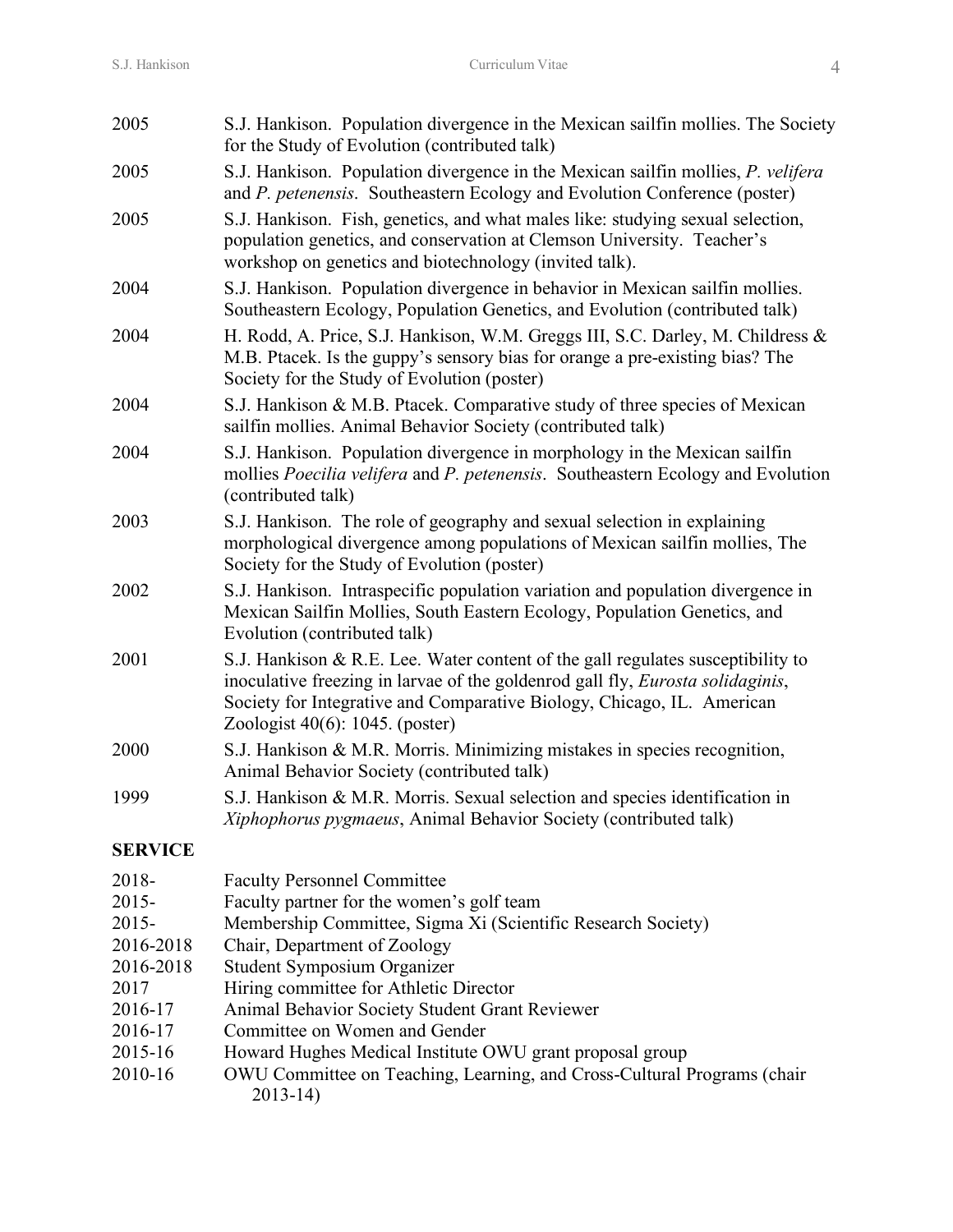2005 S.J. Hankison. Population divergence in the Mexican sailfin mollies. The Society for the Study of Evolution (contributed talk)

2005 S.J. Hankison. Population divergence in the Mexican sailfin mollies, *P. velifera* and *P. petenensis*. Southeastern Ecology and Evolution Conference (poster)

2005 S.J. Hankison. Fish, genetics, and what males like: studying sexual selection, population genetics, and conservation at Clemson University. Teacher's workshop on genetics and biotechnology (invited talk).

2004 S.J. Hankison. Population divergence in behavior in Mexican sailfin mollies. Southeastern Ecology, Population Genetics, and Evolution (contributed talk)

2004 H. Rodd, A. Price, S.J. Hankison, W.M. Greggs III, S.C. Darley, M. Childress & M.B. Ptacek. Is the guppy's sensory bias for orange a pre-existing bias? The Society for the Study of Evolution (poster)

2004 S.J. Hankison & M.B. Ptacek. Comparative study of three species of Mexican sailfin mollies. Animal Behavior Society (contributed talk)

2004 S.J. Hankison. Population divergence in morphology in the Mexican sailfin mollies *Poecilia velifera* and *P. petenensis*. Southeastern Ecology and Evolution (contributed talk)

2003 S.J. Hankison. The role of geography and sexual selection in explaining morphological divergence among populations of Mexican sailfin mollies, The Society for the Study of Evolution (poster)

2002 S.J. Hankison. Intraspecific population variation and population divergence in Mexican Sailfin Mollies, South Eastern Ecology, Population Genetics, and Evolution (contributed talk)

2001 S.J. Hankison & R.E. Lee. Water content of the gall regulates susceptibility to inoculative freezing in larvae of the goldenrod gall fly, *Eurosta solidaginis*, Society for Integrative and Comparative Biology, Chicago, IL. American Zoologist 40(6): 1045. (poster)

2000 S.J. Hankison & M.R. Morris. Minimizing mistakes in species recognition, Animal Behavior Society (contributed talk)

1999 S.J. Hankison & M.R. Morris. Sexual selection and species identification in *Xiphophorus pygmaeus*, Animal Behavior Society (contributed talk)

## SERVICE

2018- Faculty Personnel Committee
2015- Faculty partner for the women's golf team
2015- Membership Committee, Sigma Xi (Scientific Research Society)
2016-2018 Chair, Department of Zoology
2016-2018 Student Symposium Organizer
2017 Hiring committee for Athletic Director
2016-17 Animal Behavior Society Student Grant Reviewer
2016-17 Committee on Women and Gender
2015-16 Howard Hughes Medical Institute OWU grant proposal group
2010-16 OWU Committee on Teaching, Learning, and Cross-Cultural Programs (chair 2013-14)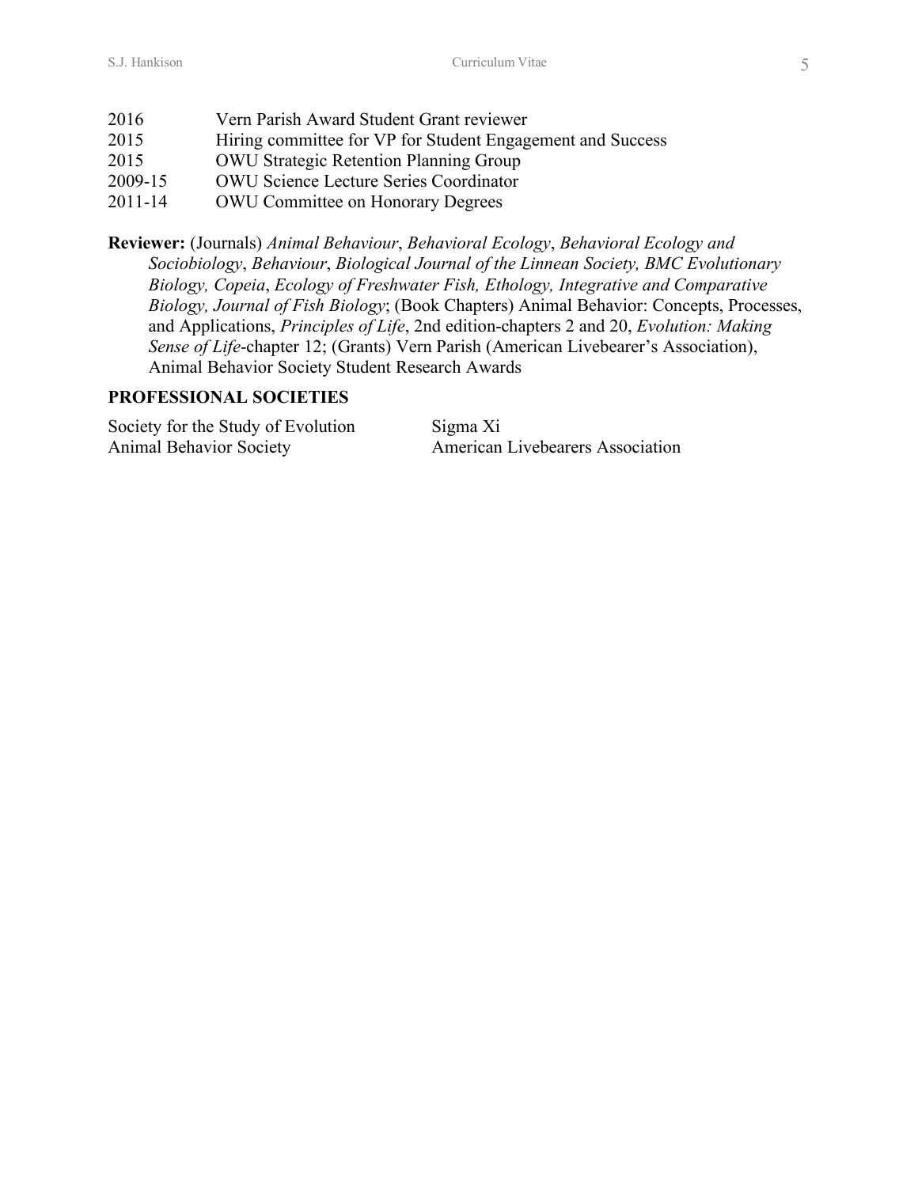| | |
|---|---|
| 2016 | Vern Parish Award Student Grant reviewer |
| 2015 | Hiring committee for VP for Student Engagement and Success |
| 2015 | OWU Strategic Retention Planning Group |
| 2009-15 | OWU Science Lecture Series Coordinator |
| 2011-14 | OWU Committee on Honorary Degrees |

**Reviewer:** (Journals) *Animal Behaviour*, *Behavioral Ecology*, *Behavioral Ecology and Sociobiology*, *Behaviour*, *Biological Journal of the Linnean Society, BMC Evolutionary Biology, Copeia*, *Ecology of Freshwater Fish, Ethology, Integrative and Comparative Biology, Journal of Fish Biology*; (Book Chapters) Animal Behavior: Concepts, Processes, and Applications, *Principles of Life*, 2nd edition-chapters 2 and 20, *Evolution: Making Sense of Life*-chapter 12; (Grants) Vern Parish (American Livebearer's Association), Animal Behavior Society Student Research Awards

## PROFESSIONAL SOCIETIES

Society for the Study of Evolution
Animal Behavior Society
Sigma Xi
American Livebearers Association